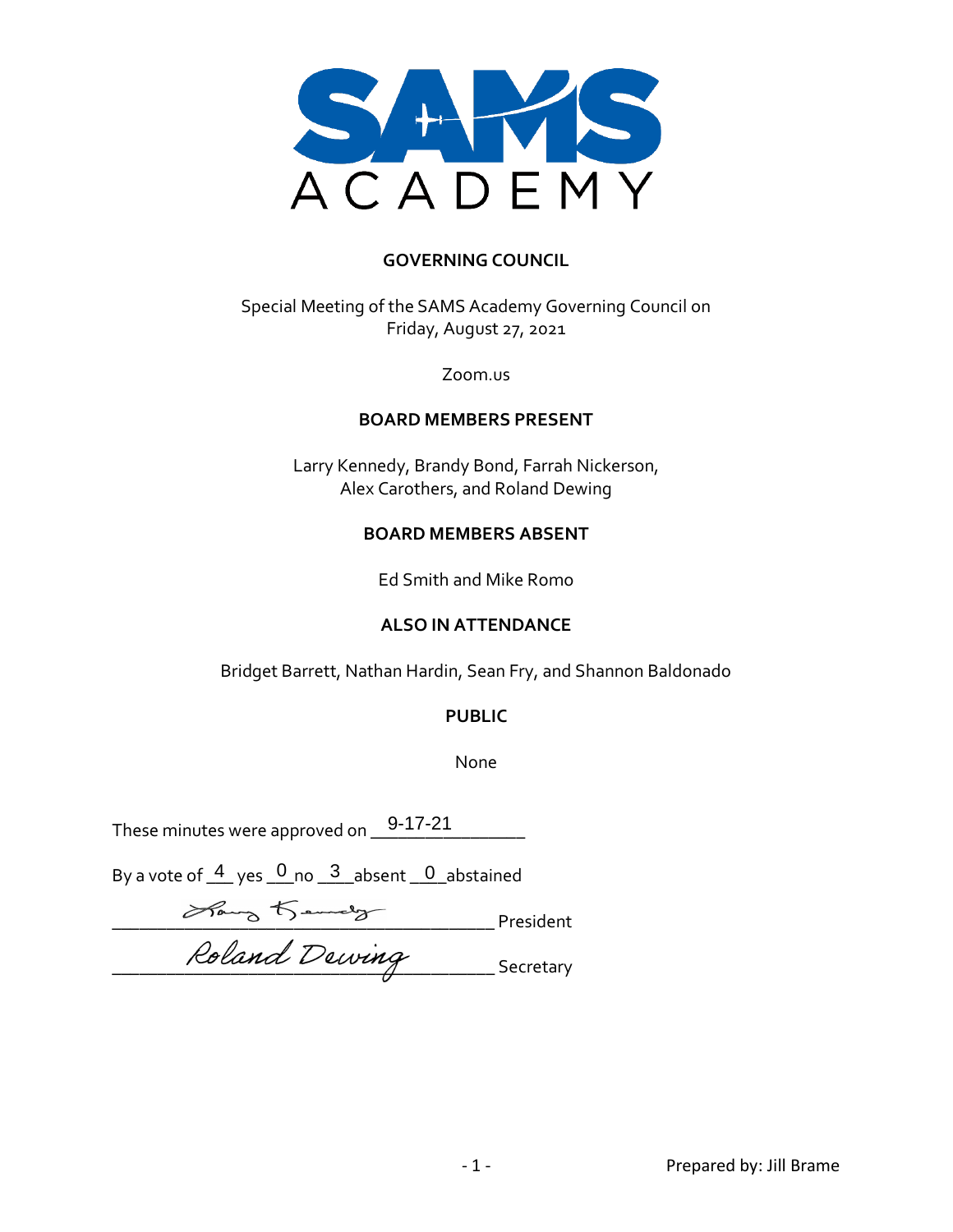SAMS ACADEMY

## GOVERNING COUNCIL

Special Meeting of the SAMS Academy Governing Council on
Friday, August 27, 2021

Zoom.us

## BOARD MEMBERS PRESENT

Larry Kennedy, Brandy Bond, Farrah Nickerson,
Alex Carothers, and Roland Dewing

## BOARD MEMBERS ABSENT

Ed Smith and Mike Romo

## ALSO IN ATTENDANCE

Bridget Barrett, Nathan Hardin, Sean Fry, and Shannon Baldonado

## PUBLIC

None

These minutes were approved on 9-17-21

By a vote of 4 yes 0 no 3 absent 0 abstained

Larry Kennedy President

Roland Dewing Secretary

Prepared by: Jill Brame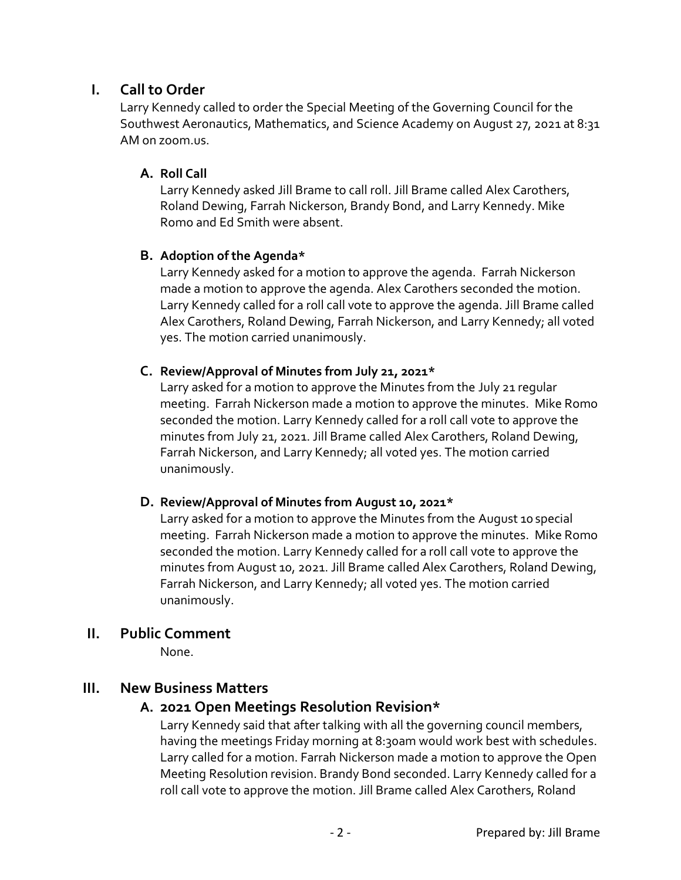## I. Call to Order

Larry Kennedy called to order the Special Meeting of the Governing Council for the Southwest Aeronautics, Mathematics, and Science Academy on August 27, 2021 at 8:31 AM on zoom.us.

### A. Roll Call

Larry Kennedy asked Jill Brame to call roll. Jill Brame called Alex Carothers, Roland Dewing, Farrah Nickerson, Brandy Bond, and Larry Kennedy. Mike Romo and Ed Smith were absent.

### B. Adoption of the Agenda*

Larry Kennedy asked for a motion to approve the agenda. Farrah Nickerson made a motion to approve the agenda. Alex Carothers seconded the motion. Larry Kennedy called for a roll call vote to approve the agenda. Jill Brame called Alex Carothers, Roland Dewing, Farrah Nickerson, and Larry Kennedy; all voted yes. The motion carried unanimously.

### C. Review/Approval of Minutes from July 21, 2021*

Larry asked for a motion to approve the Minutes from the July 21 regular meeting. Farrah Nickerson made a motion to approve the minutes. Mike Romo seconded the motion. Larry Kennedy called for a roll call vote to approve the minutes from July 21, 2021. Jill Brame called Alex Carothers, Roland Dewing, Farrah Nickerson, and Larry Kennedy; all voted yes. The motion carried unanimously.

### D. Review/Approval of Minutes from August 10, 2021*

Larry asked for a motion to approve the Minutes from the August 10 special meeting. Farrah Nickerson made a motion to approve the minutes. Mike Romo seconded the motion. Larry Kennedy called for a roll call vote to approve the minutes from August 10, 2021. Jill Brame called Alex Carothers, Roland Dewing, Farrah Nickerson, and Larry Kennedy; all voted yes. The motion carried unanimously.

## II. Public Comment

None.

## III. New Business Matters

### A. 2021 Open Meetings Resolution Revision*

Larry Kennedy said that after talking with all the governing council members, having the meetings Friday morning at 8:30am would work best with schedules. Larry called for a motion. Farrah Nickerson made a motion to approve the Open Meeting Resolution revision. Brandy Bond seconded. Larry Kennedy called for a roll call vote to approve the motion. Jill Brame called Alex Carothers, Roland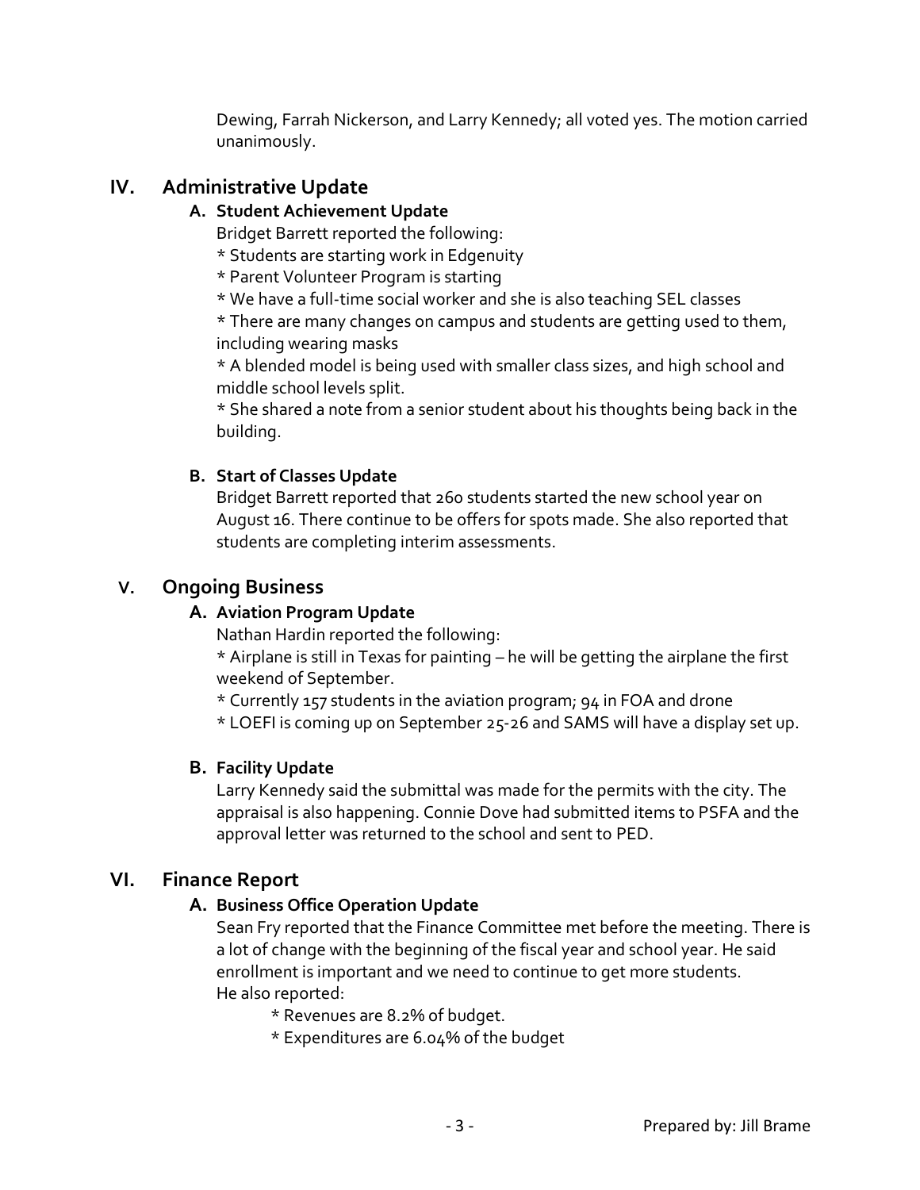Dewing, Farrah Nickerson, and Larry Kennedy; all voted yes. The motion carried unanimously.

## IV. Administrative Update

### A. Student Achievement Update

Bridget Barrett reported the following:

* Students are starting work in Edgenuity
* Parent Volunteer Program is starting
* We have a full-time social worker and she is also teaching SEL classes
* There are many changes on campus and students are getting used to them, including wearing masks
* A blended model is being used with smaller class sizes, and high school and middle school levels split.
* She shared a note from a senior student about his thoughts being back in the building.

### B. Start of Classes Update

Bridget Barrett reported that 260 students started the new school year on August 16. There continue to be offers for spots made. She also reported that students are completing interim assessments.

## V. Ongoing Business

### A. Aviation Program Update

Nathan Hardin reported the following:

* Airplane is still in Texas for painting – he will be getting the airplane the first weekend of September.
* Currently 157 students in the aviation program; 94 in FOA and drone
* LOEFI is coming up on September 25-26 and SAMS will have a display set up.

### B. Facility Update

Larry Kennedy said the submittal was made for the permits with the city. The appraisal is also happening. Connie Dove had submitted items to PSFA and the approval letter was returned to the school and sent to PED.

## VI. Finance Report

### A. Business Office Operation Update

Sean Fry reported that the Finance Committee met before the meeting. There is a lot of change with the beginning of the fiscal year and school year. He said enrollment is important and we need to continue to get more students.
He also reported:

* Revenues are 8.2% of budget.
* Expenditures are 6.04% of the budget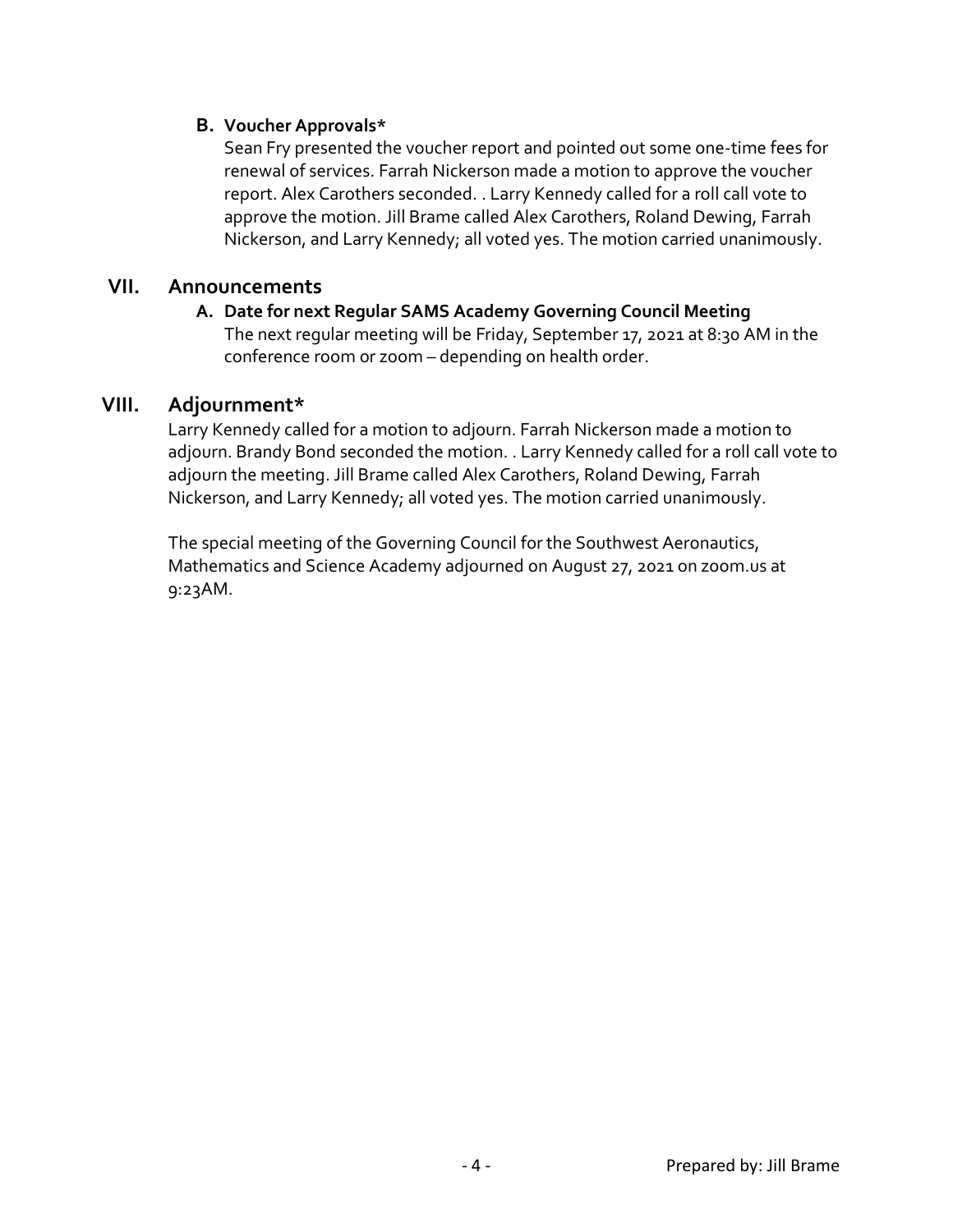### B. Voucher Approvals*

Sean Fry presented the voucher report and pointed out some one-time fees for renewal of services. Farrah Nickerson made a motion to approve the voucher report. Alex Carothers seconded. . Larry Kennedy called for a roll call vote to approve the motion. Jill Brame called Alex Carothers, Roland Dewing, Farrah Nickerson, and Larry Kennedy; all voted yes. The motion carried unanimously.

## VII. Announcements

### A. Date for next Regular SAMS Academy Governing Council Meeting

The next regular meeting will be Friday, September 17, 2021 at 8:30 AM in the conference room or zoom – depending on health order.

## VIII. Adjournment*

Larry Kennedy called for a motion to adjourn. Farrah Nickerson made a motion to adjourn. Brandy Bond seconded the motion. . Larry Kennedy called for a roll call vote to adjourn the meeting. Jill Brame called Alex Carothers, Roland Dewing, Farrah Nickerson, and Larry Kennedy; all voted yes. The motion carried unanimously.

The special meeting of the Governing Council for the Southwest Aeronautics, Mathematics and Science Academy adjourned on August 27, 2021 on zoom.us at 9:23AM.

Prepared by: Jill Brame